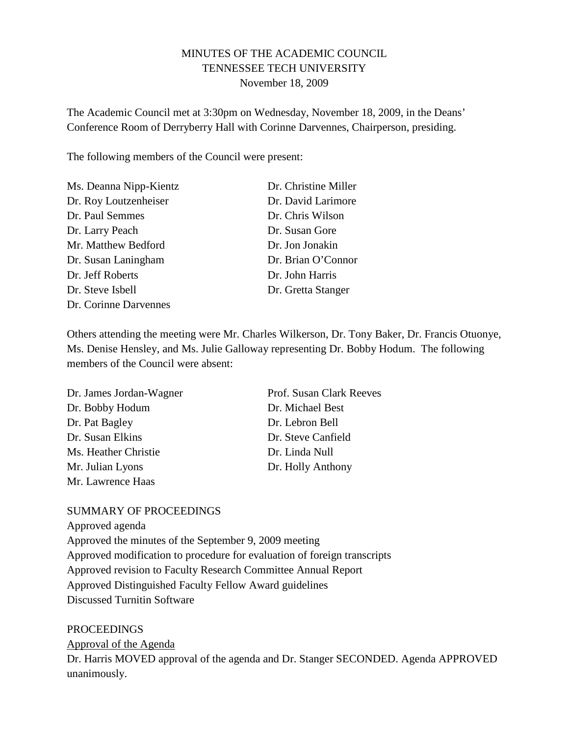# MINUTES OF THE ACADEMIC COUNCIL
# TENNESSEE TECH UNIVERSITY
# November 18, 2009

The Academic Council met at 3:30pm on Wednesday, November 18, 2009, in the Deans' Conference Room of Derryberry Hall with Corinne Darvennes, Chairperson, presiding.

The following members of the Council were present:

Ms. Deanna Nipp-Kientz
Dr. Roy Loutzenheiser
Dr. Paul Semmes
Dr. Larry Peach
Mr. Matthew Bedford
Dr. Susan Laningham
Dr. Jeff Roberts
Dr. Steve Isbell
Dr. Corinne Darvennes
Dr. Christine Miller
Dr. David Larimore
Dr. Chris Wilson
Dr. Susan Gore
Dr. Jon Jonakin
Dr. Brian O'Connor
Dr. John Harris
Dr. Gretta Stanger

Others attending the meeting were Mr. Charles Wilkerson, Dr. Tony Baker, Dr. Francis Otuonye, Ms. Denise Hensley, and Ms. Julie Galloway representing Dr. Bobby Hodum. The following members of the Council were absent:

Dr. James Jordan-Wagner
Dr. Bobby Hodum
Dr. Pat Bagley
Dr. Susan Elkins
Ms. Heather Christie
Mr. Julian Lyons
Mr. Lawrence Haas
Prof. Susan Clark Reeves
Dr. Michael Best
Dr. Lebron Bell
Dr. Steve Canfield
Dr. Linda Null
Dr. Holly Anthony

SUMMARY OF PROCEEDINGS

Approved agenda
Approved the minutes of the September 9, 2009 meeting
Approved modification to procedure for evaluation of foreign transcripts
Approved revision to Faculty Research Committee Annual Report
Approved Distinguished Faculty Fellow Award guidelines
Discussed Turnitin Software

PROCEEDINGS

Approval of the Agenda

Dr. Harris MOVED approval of the agenda and Dr. Stanger SECONDED. Agenda APPROVED unanimously.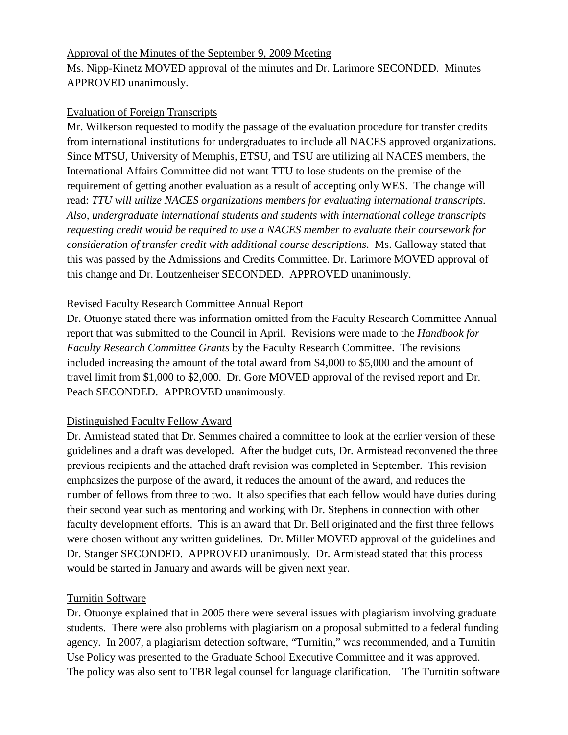Approval of the Minutes of the September 9, 2009 Meeting

Ms. Nipp-Kinetz MOVED approval of the minutes and Dr. Larimore SECONDED. Minutes APPROVED unanimously.

Evaluation of Foreign Transcripts

Mr. Wilkerson requested to modify the passage of the evaluation procedure for transfer credits from international institutions for undergraduates to include all NACES approved organizations. Since MTSU, University of Memphis, ETSU, and TSU are utilizing all NACES members, the International Affairs Committee did not want TTU to lose students on the premise of the requirement of getting another evaluation as a result of accepting only WES. The change will read: *TTU will utilize NACES organizations members for evaluating international transcripts. Also, undergraduate international students and students with international college transcripts requesting credit would be required to use a NACES member to evaluate their coursework for consideration of transfer credit with additional course descriptions*. Ms. Galloway stated that this was passed by the Admissions and Credits Committee. Dr. Larimore MOVED approval of this change and Dr. Loutzenheiser SECONDED. APPROVED unanimously.

Revised Faculty Research Committee Annual Report

Dr. Otuonye stated there was information omitted from the Faculty Research Committee Annual report that was submitted to the Council in April. Revisions were made to the *Handbook for Faculty Research Committee Grants* by the Faculty Research Committee. The revisions included increasing the amount of the total award from $4,000 to $5,000 and the amount of travel limit from $1,000 to $2,000. Dr. Gore MOVED approval of the revised report and Dr. Peach SECONDED. APPROVED unanimously.

Distinguished Faculty Fellow Award

Dr. Armistead stated that Dr. Semmes chaired a committee to look at the earlier version of these guidelines and a draft was developed. After the budget cuts, Dr. Armistead reconvened the three previous recipients and the attached draft revision was completed in September. This revision emphasizes the purpose of the award, it reduces the amount of the award, and reduces the number of fellows from three to two. It also specifies that each fellow would have duties during their second year such as mentoring and working with Dr. Stephens in connection with other faculty development efforts. This is an award that Dr. Bell originated and the first three fellows were chosen without any written guidelines. Dr. Miller MOVED approval of the guidelines and Dr. Stanger SECONDED. APPROVED unanimously. Dr. Armistead stated that this process would be started in January and awards will be given next year.

Turnitin Software

Dr. Otuonye explained that in 2005 there were several issues with plagiarism involving graduate students. There were also problems with plagiarism on a proposal submitted to a federal funding agency. In 2007, a plagiarism detection software, "Turnitin," was recommended, and a Turnitin Use Policy was presented to the Graduate School Executive Committee and it was approved. The policy was also sent to TBR legal counsel for language clarification. The Turnitin software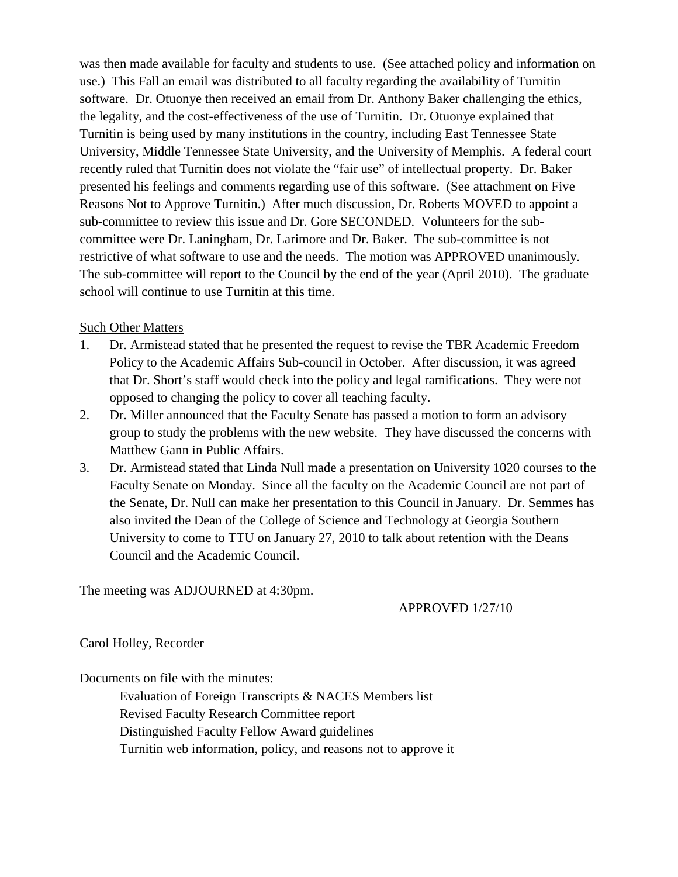was then made available for faculty and students to use. (See attached policy and information on use.) This Fall an email was distributed to all faculty regarding the availability of Turnitin software. Dr. Otuonye then received an email from Dr. Anthony Baker challenging the ethics, the legality, and the cost-effectiveness of the use of Turnitin. Dr. Otuonye explained that Turnitin is being used by many institutions in the country, including East Tennessee State University, Middle Tennessee State University, and the University of Memphis. A federal court recently ruled that Turnitin does not violate the "fair use" of intellectual property. Dr. Baker presented his feelings and comments regarding use of this software. (See attachment on Five Reasons Not to Approve Turnitin.) After much discussion, Dr. Roberts MOVED to appoint a sub-committee to review this issue and Dr. Gore SECONDED. Volunteers for the sub-committee were Dr. Laningham, Dr. Larimore and Dr. Baker. The sub-committee is not restrictive of what software to use and the needs. The motion was APPROVED unanimously. The sub-committee will report to the Council by the end of the year (April 2010). The graduate school will continue to use Turnitin at this time.

<u>Such Other Matters</u>

1. Dr. Armistead stated that he presented the request to revise the TBR Academic Freedom Policy to the Academic Affairs Sub-council in October. After discussion, it was agreed that Dr. Short's staff would check into the policy and legal ramifications. They were not opposed to changing the policy to cover all teaching faculty.
2. Dr. Miller announced that the Faculty Senate has passed a motion to form an advisory group to study the problems with the new website. They have discussed the concerns with Matthew Gann in Public Affairs.
3. Dr. Armistead stated that Linda Null made a presentation on University 1020 courses to the Faculty Senate on Monday. Since all the faculty on the Academic Council are not part of the Senate, Dr. Null can make her presentation to this Council in January. Dr. Semmes has also invited the Dean of the College of Science and Technology at Georgia Southern University to come to TTU on January 27, 2010 to talk about retention with the Deans Council and the Academic Council.

The meeting was ADJOURNED at 4:30pm.

APPROVED 1/27/10

Carol Holley, Recorder

Documents on file with the minutes:

Evaluation of Foreign Transcripts & NACES Members list
Revised Faculty Research Committee report
Distinguished Faculty Fellow Award guidelines
Turnitin web information, policy, and reasons not to approve it